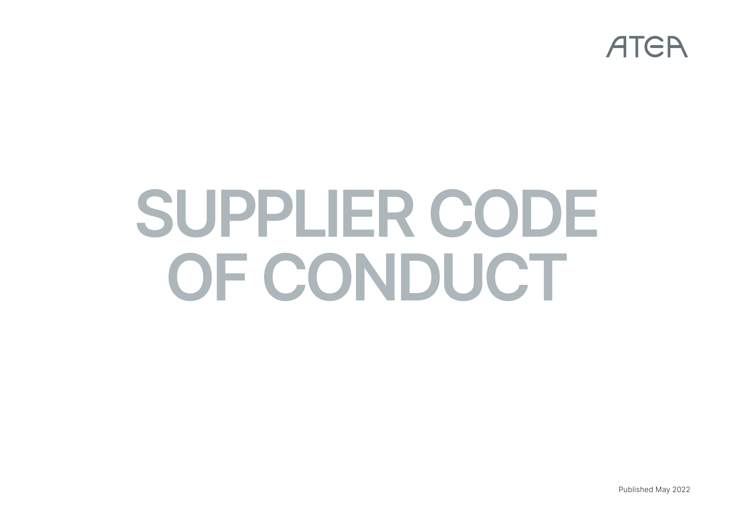ATEA

# SUPPLIER CODE OF CONDUCT

Published May 2022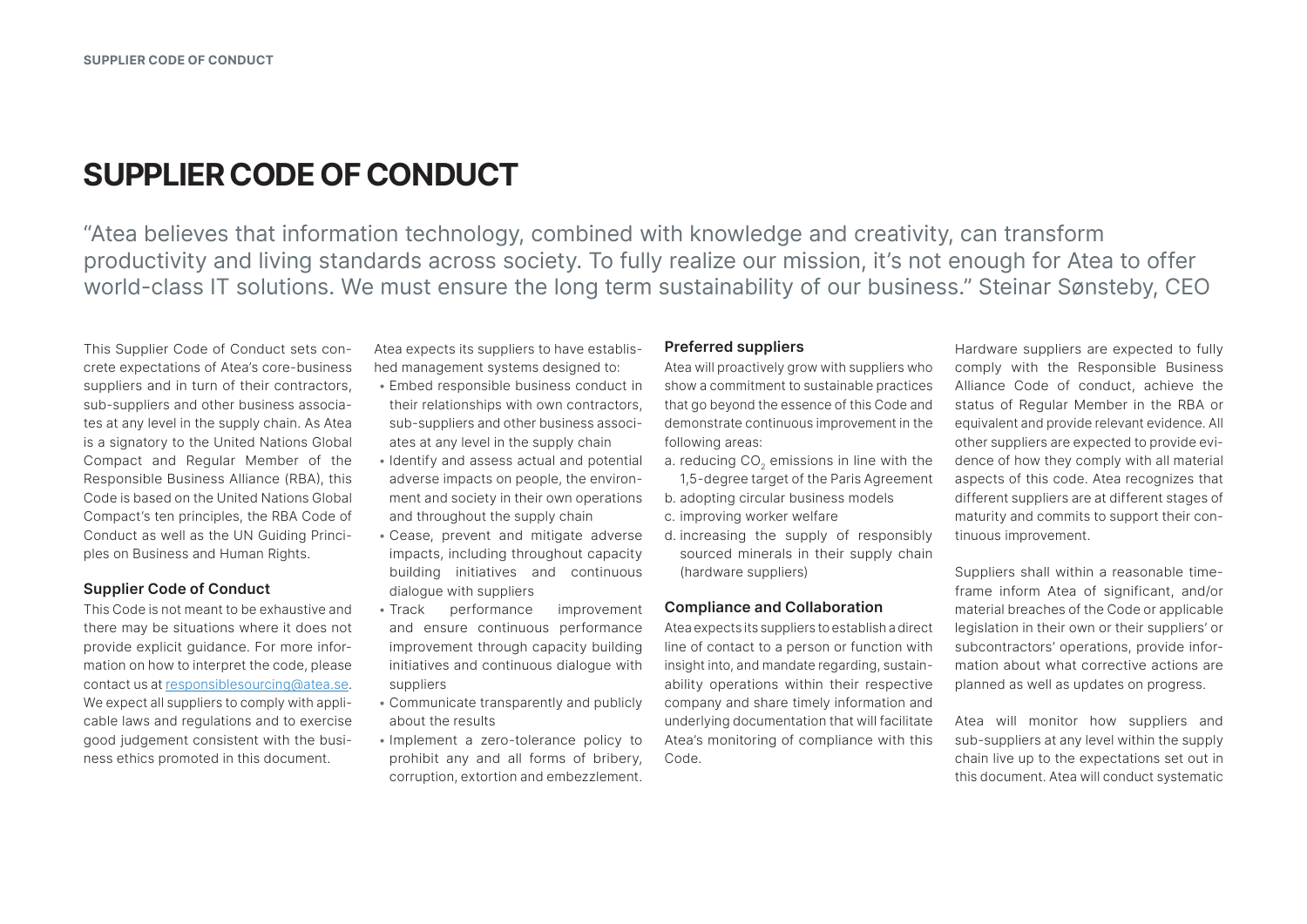# SUPPLIER CODE OF CONDUCT

"Atea believes that information technology, combined with knowledge and creativity, can transform productivity and living standards across society. To fully realize our mission, it's not enough for Atea to offer world-class IT solutions. We must ensure the long term sustainability of our business." Steinar Sønsteby, CEO

This Supplier Code of Conduct sets concrete expectations of Atea's core-business suppliers and in turn of their contractors, sub-suppliers and other business associates at any level in the supply chain. As Atea is a signatory to the United Nations Global Compact and Regular Member of the Responsible Business Alliance (RBA), this Code is based on the United Nations Global Compact's ten principles, the RBA Code of Conduct as well as the UN Guiding Principles on Business and Human Rights.

### Supplier Code of Conduct

This Code is not meant to be exhaustive and there may be situations where it does not provide explicit guidance. For more information on how to interpret the code, please contact us at responsiblesourcing@atea.se. We expect all suppliers to comply with applicable laws and regulations and to exercise good judgement consistent with the business ethics promoted in this document.

Atea expects its suppliers to have established management systems designed to:

- Embed responsible business conduct in their relationships with own contractors, sub-suppliers and other business associates at any level in the supply chain
- Identify and assess actual and potential adverse impacts on people, the environment and society in their own operations and throughout the supply chain
- Cease, prevent and mitigate adverse impacts, including throughout capacity building initiatives and continuous dialogue with suppliers
- Track performance improvement and ensure continuous performance improvement through capacity building initiatives and continuous dialogue with suppliers
- Communicate transparently and publicly about the results
- Implement a zero-tolerance policy to prohibit any and all forms of bribery, corruption, extortion and embezzlement.

### Preferred suppliers

Atea will proactively grow with suppliers who show a commitment to sustainable practices that go beyond the essence of this Code and demonstrate continuous improvement in the following areas:

a. reducing $CO_2$ emissions in line with the 1,5-degree target of the Paris Agreement
b. adopting circular business models
c. improving worker welfare
d. increasing the supply of responsibly sourced minerals in their supply chain (hardware suppliers)

### Compliance and Collaboration

Atea expects its suppliers to establish a direct line of contact to a person or function with insight into, and mandate regarding, sustainability operations within their respective company and share timely information and underlying documentation that will facilitate Atea's monitoring of compliance with this Code.

Hardware suppliers are expected to fully comply with the Responsible Business Alliance Code of conduct, achieve the status of Regular Member in the RBA or equivalent and provide relevant evidence. All other suppliers are expected to provide evidence of how they comply with all material aspects of this code. Atea recognizes that different suppliers are at different stages of maturity and commits to support their continuous improvement.

Suppliers shall within a reasonable timeframe inform Atea of significant, and/or material breaches of the Code or applicable legislation in their own or their suppliers' or subcontractors' operations, provide information about what corrective actions are planned as well as updates on progress.

Atea will monitor how suppliers and sub-suppliers at any level within the supply chain live up to the expectations set out in this document. Atea will conduct systematic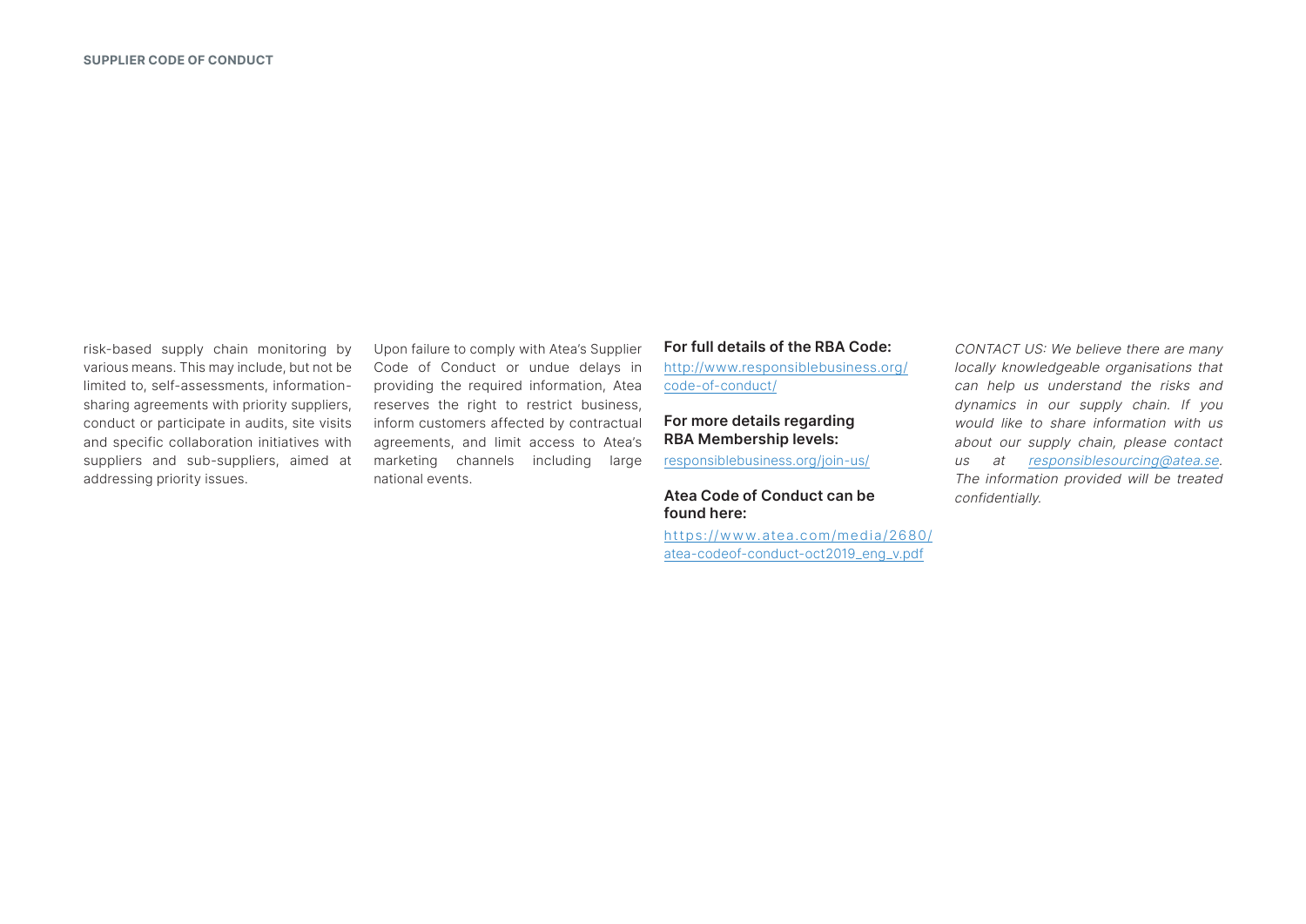risk-based supply chain monitoring by various means. This may include, but not be limited to, self-assessments, information-sharing agreements with priority suppliers, conduct or participate in audits, site visits and specific collaboration initiatives with suppliers and sub-suppliers, aimed at addressing priority issues.

Upon failure to comply with Atea's Supplier Code of Conduct or undue delays in providing the required information, Atea reserves the right to restrict business, inform customers affected by contractual agreements, and limit access to Atea's marketing channels including large national events.

**For full details of the RBA Code:**

http://www.responsiblebusiness.org/code-of-conduct/

**For more details regarding RBA Membership levels:**

responsiblebusiness.org/join-us/

**Atea Code of Conduct can be found here:**

https://www.atea.com/media/2680/atea-codeof-conduct-oct2019_eng_v.pdf

*CONTACT US: We believe there are many locally knowledgeable organisations that can help us understand the risks and dynamics in our supply chain. If you would like to share information with us about our supply chain, please contact us at responsiblesourcing@atea.se. The information provided will be treated confidentially.*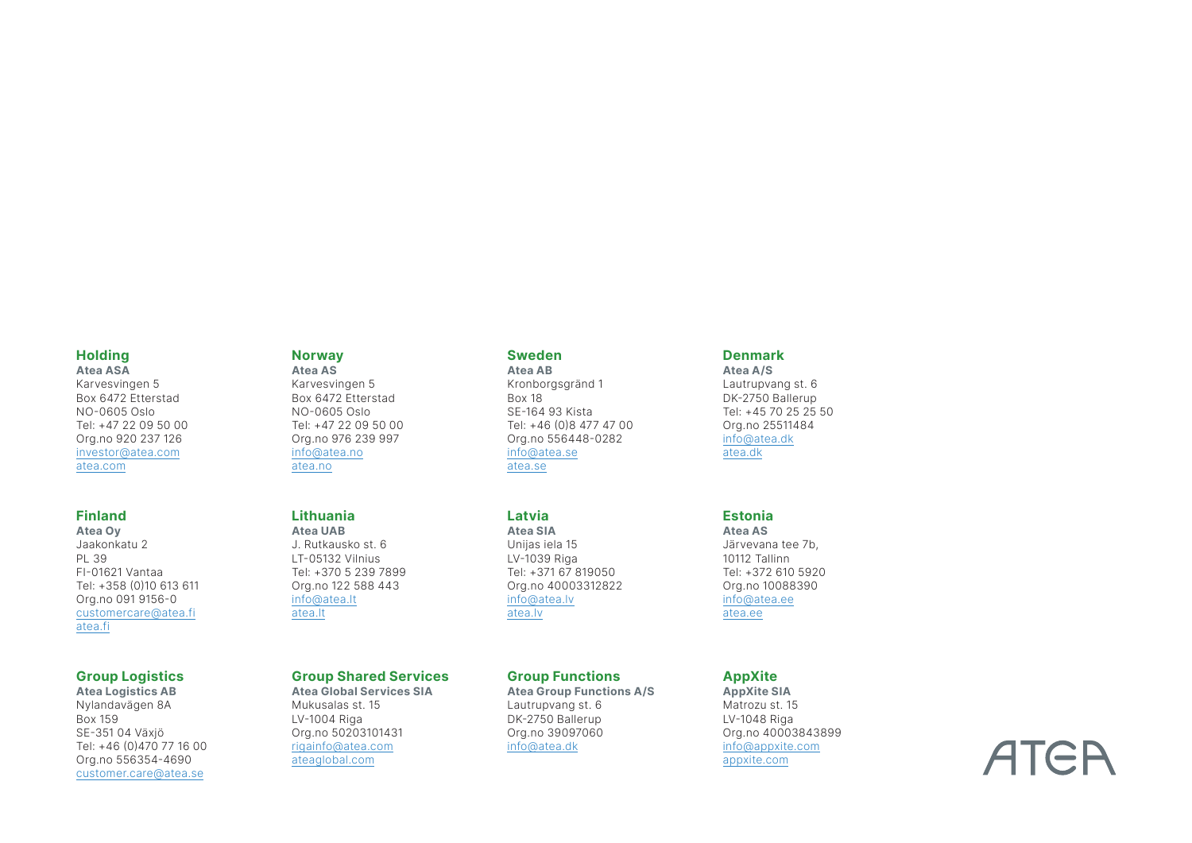### Holding

**Atea ASA**
Karvesvingen 5
Box 6472 Etterstad
NO-0605 Oslo
Tel: +47 22 09 50 00
Org.no 920 237 126
investor@atea.com
atea.com

### Norway

**Atea AS**
Karvesvingen 5
Box 6472 Etterstad
NO-0605 Oslo
Tel: +47 22 09 50 00
Org.no 976 239 997
info@atea.no
atea.no

### Sweden

**Atea AB**
Kronborgsgränd 1
Box 18
SE-164 93 Kista
Tel: +46 (0)8 477 47 00
Org.no 556448-0282
info@atea.se
atea.se

### Denmark

**Atea A/S**
Lautrupvang st. 6
DK-2750 Ballerup
Tel: +45 70 25 25 50
Org.no 25511484
info@atea.dk
atea.dk

### Finland

**Atea Oy**
Jaakonkatu 2
PL 39
FI-01621 Vantaa
Tel: +358 (0)10 613 611
Org.no 091 9156-0
customercare@atea.fi
atea.fi

### Lithuania

**Atea UAB**
J. Rutkausko st. 6
LT-05132 Vilnius
Tel: +370 5 239 7899
Org.no 122 588 443
info@atea.lt
atea.lt

### Latvia

**Atea SIA**
Unijas iela 15
LV-1039 Riga
Tel: +371 67 819050
Org.no 40003312822
info@atea.lv
atea.lv

### Estonia

**Atea AS**
Järvevana tee 7b,
10112 Tallinn
Tel: +372 610 5920
Org.no 10088390
info@atea.ee
atea.ee

### Group Logistics

**Atea Logistics AB**
Nylandavägen 8A
Box 159
SE-351 04 Växjö
Tel: +46 (0)470 77 16 00
Org.no 556354-4690
customer.care@atea.se

### Group Shared Services

**Atea Global Services SIA**
Mukusalas st. 15
LV-1004 Riga
Org.no 50203101431
rigainfo@atea.com
ateaglobal.com

### Group Functions

**Atea Group Functions A/S**
Lautrupvang st. 6
DK-2750 Ballerup
Org.no 39097060
info@atea.dk

### AppXite

**AppXite SIA**
Matrozu st. 15
LV-1048 Riga
Org.no 40003843899
info@appxite.com
appxite.com

ATEA